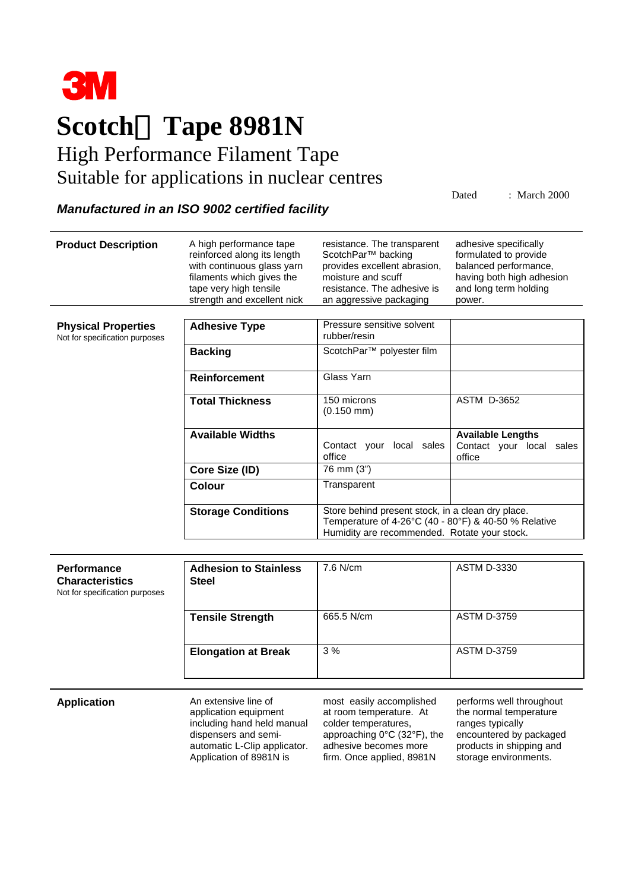3M

# Scotch Tape 8981N

## High Performance Filament Tape
## Suitable for applications in nuclear centres

Dated : March 2000

***Manufactured in an ISO 9002 certified facility***

**Product Description**

A high performance tape reinforced along its length with continuous glass yarn filaments which gives the tape very high tensile strength and excellent nick resistance. The transparent ScotchPar™ backing provides excellent abrasion, moisture and scuff resistance. The adhesive is an aggressive packaging adhesive specifically formulated to provide balanced performance, having both high adhesion and long term holding power.

**Physical Properties**
Not for specification purposes

| | | |
|---|---|---|
| **Adhesive Type** | Pressure sensitive solvent rubber/resin | |
| **Backing** | ScotchPar™ polyester film | |
| **Reinforcement** | Glass Yarn | |
| **Total Thickness** | 150 microns (0.150 mm) | ASTM D-3652 |
| **Available Widths** | Contact your local sales office | **Available Lengths** Contact your local sales office |
| **Core Size (ID)** | 76 mm (3") | |
| **Colour** | Transparent | |
| **Storage Conditions** | Store behind present stock, in a clean dry place. Temperature of 4-26°C (40 - 80°F) & 40-50 % Relative Humidity are recommended. Rotate your stock. | |

**Performance Characteristics**
Not for specification purposes

| | | |
|---|---|---|
| **Adhesion to Stainless Steel** | 7.6 N/cm | ASTM D-3330 |
| **Tensile Strength** | 665.5 N/cm | ASTM D-3759 |
| **Elongation at Break** | 3 % | ASTM D-3759 |

**Application**

An extensive line of application equipment including hand held manual dispensers and semi-automatic L-Clip applicator. Application of 8981N is most easily accomplished at room temperature. At colder temperatures, approaching 0°C (32°F), the adhesive becomes more firm. Once applied, 8981N performs well throughout the normal temperature ranges typically encountered by packaged products in shipping and storage environments.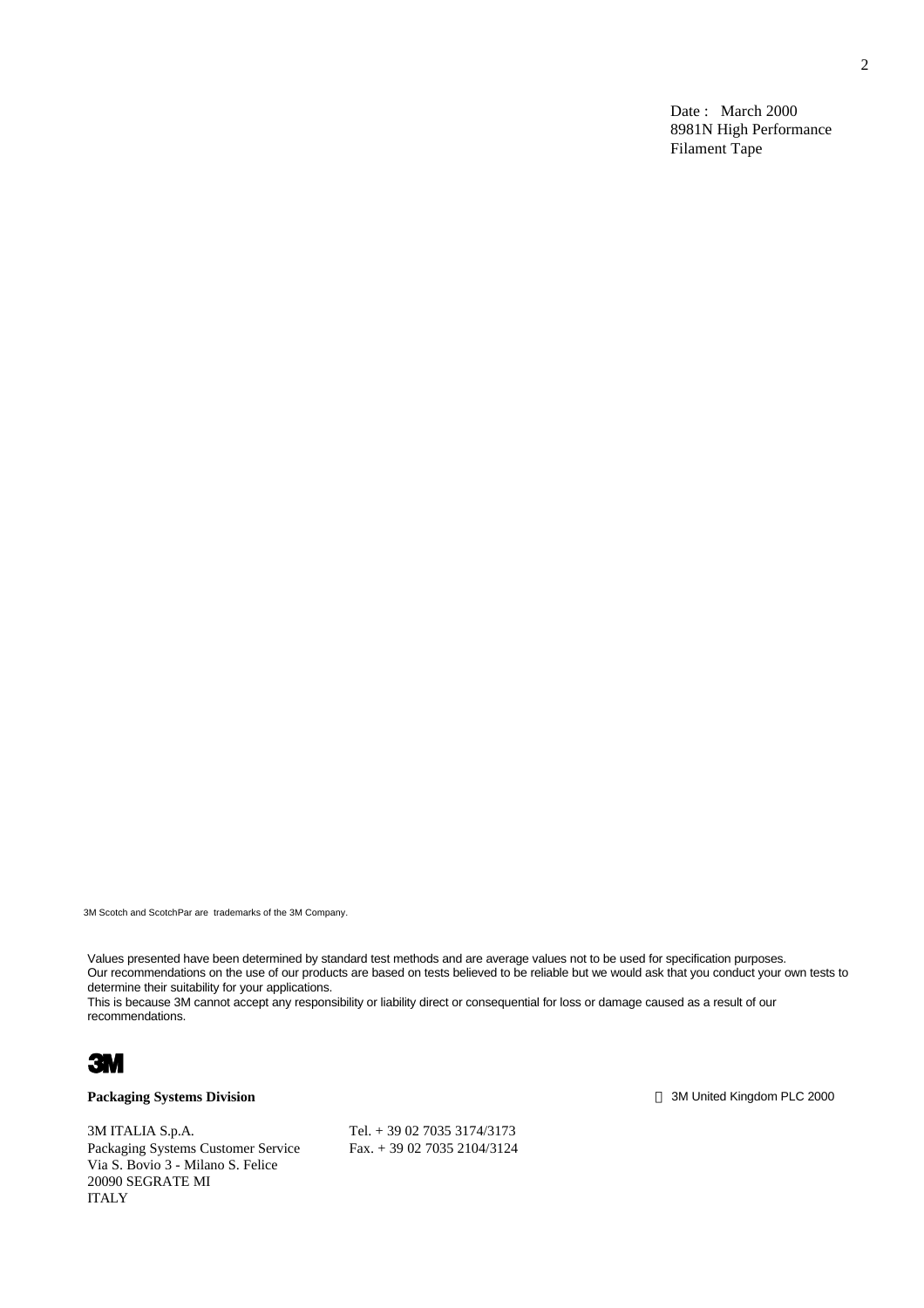Date : March 2000
8981N High Performance
Filament Tape

3M Scotch and ScotchPar are trademarks of the 3M Company.

Values presented have been determined by standard test methods and are average values not to be used for specification purposes.
Our recommendations on the use of our products are based on tests believed to be reliable but we would ask that you conduct your own tests to determine their suitability for your applications.
This is because 3M cannot accept any responsibility or liability direct or consequential for loss or damage caused as a result of our recommendations.

3M

**Packaging Systems Division**

© 3M United Kingdom PLC 2000

3M ITALIA S.p.A.
Packaging Systems Customer Service
Via S. Bovio 3 - Milano S. Felice
20090 SEGRATE MI
ITALY

Tel. + 39 02 7035 3174/3173
Fax. + 39 02 7035 2104/3124